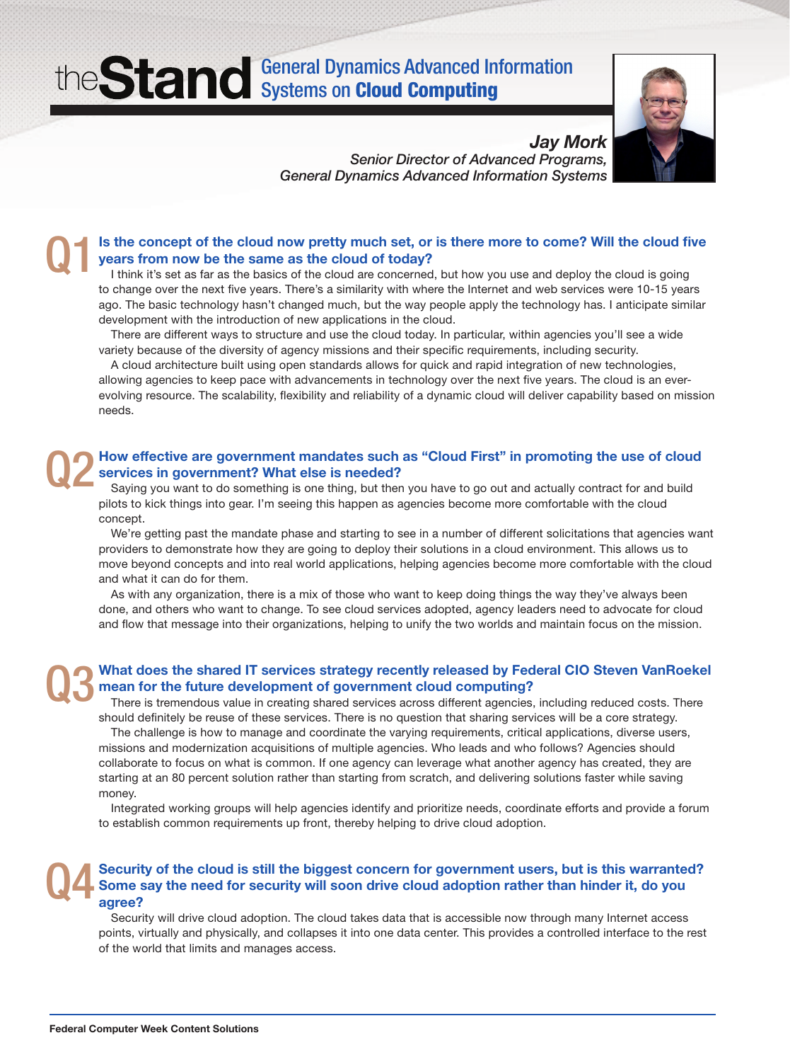# theStand General Dynamics Advanced Information Systems on **Cloud Computing**

***Jay Mork***
*Senior Director of Advanced Programs,*
*General Dynamics Advanced Information Systems*

## Q1 Is the concept of the cloud now pretty much set, or is there more to come? Will the cloud five years from now be the same as the cloud of today?

I think it's set as far as the basics of the cloud are concerned, but how you use and deploy the cloud is going to change over the next five years. There's a similarity with where the Internet and web services were 10-15 years ago. The basic technology hasn't changed much, but the way people apply the technology has. I anticipate similar development with the introduction of new applications in the cloud.

There are different ways to structure and use the cloud today. In particular, within agencies you'll see a wide variety because of the diversity of agency missions and their specific requirements, including security.

A cloud architecture built using open standards allows for quick and rapid integration of new technologies, allowing agencies to keep pace with advancements in technology over the next five years. The cloud is an ever-evolving resource. The scalability, flexibility and reliability of a dynamic cloud will deliver capability based on mission needs.

## Q2 How effective are government mandates such as "Cloud First" in promoting the use of cloud services in government? What else is needed?

Saying you want to do something is one thing, but then you have to go out and actually contract for and build pilots to kick things into gear. I'm seeing this happen as agencies become more comfortable with the cloud concept.

We're getting past the mandate phase and starting to see in a number of different solicitations that agencies want providers to demonstrate how they are going to deploy their solutions in a cloud environment. This allows us to move beyond concepts and into real world applications, helping agencies become more comfortable with the cloud and what it can do for them.

As with any organization, there is a mix of those who want to keep doing things the way they've always been done, and others who want to change. To see cloud services adopted, agency leaders need to advocate for cloud and flow that message into their organizations, helping to unify the two worlds and maintain focus on the mission.

## Q3 What does the shared IT services strategy recently released by Federal CIO Steven VanRoekel mean for the future development of government cloud computing?

There is tremendous value in creating shared services across different agencies, including reduced costs. There should definitely be reuse of these services. There is no question that sharing services will be a core strategy.

The challenge is how to manage and coordinate the varying requirements, critical applications, diverse users, missions and modernization acquisitions of multiple agencies. Who leads and who follows? Agencies should collaborate to focus on what is common. If one agency can leverage what another agency has created, they are starting at an 80 percent solution rather than starting from scratch, and delivering solutions faster while saving money.

Integrated working groups will help agencies identify and prioritize needs, coordinate efforts and provide a forum to establish common requirements up front, thereby helping to drive cloud adoption.

## Q4 Security of the cloud is still the biggest concern for government users, but is this warranted? Some say the need for security will soon drive cloud adoption rather than hinder it, do you agree?

Security will drive cloud adoption. The cloud takes data that is accessible now through many Internet access points, virtually and physically, and collapses it into one data center. This provides a controlled interface to the rest of the world that limits and manages access.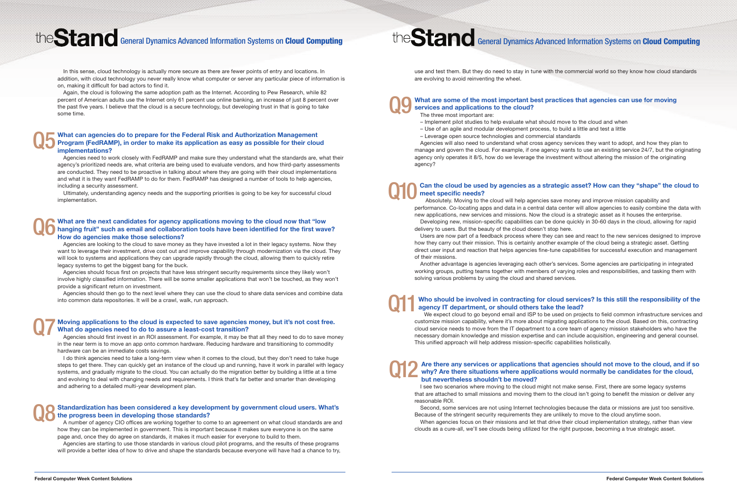In this sense, cloud technology is actually more secure as there are fewer points of entry and locations. In addition, with cloud technology you never really know what computer or server any particular piece of information is on, making it difficult for bad actors to find it.

Again, the cloud is following the same adoption path as the Internet. According to Pew Research, while 82 percent of American adults use the Internet only 61 percent use online banking, an increase of just 8 percent over the past five years. I believe that the cloud is a secure technology, but developing trust in that is going to take some time.

## Q5 What can agencies do to prepare for the Federal Risk and Authorization Management Program (FedRAMP), in order to make its application as easy as possible for their cloud implementations?

Agencies need to work closely with FedRAMP and make sure they understand what the standards are, what their agency's prioritized needs are, what criteria are being used to evaluate vendors, and how third-party assessments are conducted. They need to be proactive in talking about where they are going with their cloud implementations and what it is they want FedRAMP to do for them. FedRAMP has designed a number of tools to help agencies, including a security assessment.

Ultimately, understanding agency needs and the supporting priorities is going to be key for successful cloud implementation.

## Q6 What are the next candidates for agency applications moving to the cloud now that "low hanging fruit" such as email and collaboration tools have been identified for the first wave? How do agencies make those selections?

Agencies are looking to the cloud to save money as they have invested a lot in their legacy systems. Now they want to leverage their investment, drive cost out and improve capability through modernization via the cloud. They will look to systems and applications they can upgrade rapidly through the cloud, allowing them to quickly retire legacy systems to get the biggest bang for the buck.

Agencies should focus first on projects that have less stringent security requirements since they likely won't involve highly classified information. There will be some smaller applications that won't be touched, as they won't provide a significant return on investment.

Agencies should then go to the next level where they can use the cloud to share data services and combine data into common data repositories. It will be a crawl, walk, run approach.

## Q7 Moving applications to the cloud is expected to save agencies money, but it's not cost free. What do agencies need to do to assure a least-cost transition?

Agencies should first invest in an ROI assessment. For example, it may be that all they need to do to save money in the near term is to move an app onto common hardware. Reducing hardware and transitioning to commodity hardware can be an immediate costs savings.

I do think agencies need to take a long-term view when it comes to the cloud, but they don't need to take huge steps to get there. They can quickly get an instance of the cloud up and running, have it work in parallel with legacy systems, and gradually migrate to the cloud. You can actually do the migration better by building a little at a time and evolving to deal with changing needs and requirements. I think that's far better and smarter than developing and adhering to a detailed multi-year development plan.

## Q8 Standardization has been considered a key development by government cloud users. What's the progress been in developing those standards?

A number of agency CIO offices are working together to come to an agreement on what cloud standards are and how they can be implemented in government. This is important because it makes sure everyone is on the same page and, once they do agree on standards, it makes it much easier for everyone to build to them.

Agencies are starting to use those standards in various cloud pilot programs, and the results of these programs will provide a better idea of how to drive and shape the standards because everyone will have had a chance to try, use and test them. But they do need to stay in tune with the commercial world so they know how cloud standards are evolving to avoid reinventing the wheel.

## Q9 What are some of the most important best practices that agencies can use for moving services and applications to the cloud?

The three most important are:

- Implement pilot studies to help evaluate what should move to the cloud and when
- Use of an agile and modular development process, to build a little and test a little
- Leverage open source technologies and commercial standards

Agencies will also need to understand what cross agency services they want to adopt, and how they plan to manage and govern the cloud. For example, if one agency wants to use an existing service 24/7, but the originating agency only operates it 8/5, how do we leverage the investment without altering the mission of the originating agency?

## Q10 Can the cloud be used by agencies as a strategic asset? How can they "shape" the cloud to meet specific needs?

Absolutely. Moving to the cloud will help agencies save money and improve mission capability and performance. Co-locating apps and data in a central data center will allow agencies to easily combine the data with new applications, new services and missions. Now the cloud is a strategic asset as it houses the enterprise.

Developing new, mission-specific capabilities can be done quickly in 30-60 days in the cloud, allowing for rapid delivery to users. But the beauty of the cloud doesn't stop here.

Users are now part of a feedback process where they can see and react to the new services designed to improve how they carry out their mission. This is certainly another example of the cloud being a strategic asset. Getting direct user input and reaction that helps agencies fine-tune capabilities for successful execution and management of their missions.

Another advantage is agencies leveraging each other's services. Some agencies are participating in integrated working groups, putting teams together with members of varying roles and responsibilities, and tasking them with solving various problems by using the cloud and shared services.

## Q11 Who should be involved in contracting for cloud services? Is this still the responsibility of the agency IT department, or should others take the lead?

We expect cloud to go beyond email and ISP to be used on projects to field common infrastructure services and customize mission capability, where it's more about migrating applications to the cloud. Based on this, contracting cloud service needs to move from the IT department to a core team of agency mission stakeholders who have the necessary domain knowledge and mission expertise and can include acquisition, engineering and general counsel. This unified approach will help address mission-specific capabilities holistically.

## Q12 Are there any services or applications that agencies should not move to the cloud, and if so why? Are there situations where applications would normally be candidates for the cloud, but nevertheless shouldn't be moved?

I see two scenarios where moving to the cloud might not make sense. First, there are some legacy systems that are attached to small missions and moving them to the cloud isn't going to benefit the mission or deliver any reasonable ROI.

Second, some services are not using Internet technologies because the data or missions are just too sensitive. Because of the stringent security requirements they are unlikely to move to the cloud anytime soon.

When agencies focus on their missions and let that drive their cloud implementation strategy, rather than view clouds as a cure-all, we'll see clouds being utilized for the right purpose, becoming a true strategic asset.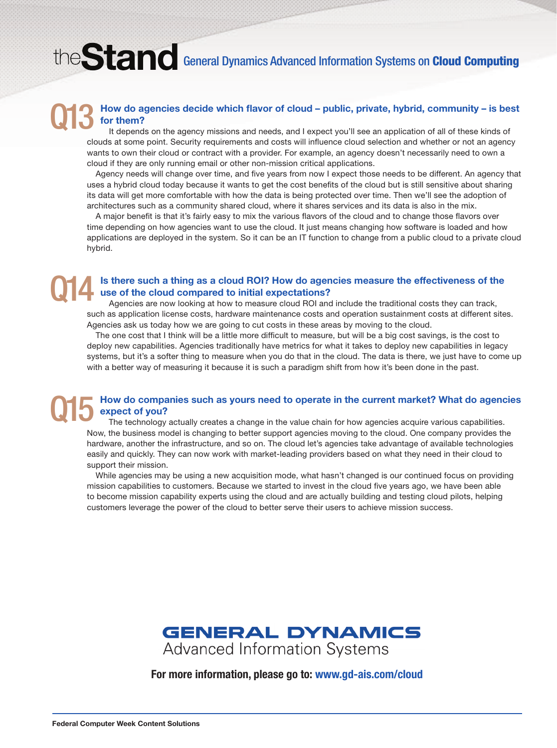# theStand General Dynamics Advanced Information Systems on Cloud Computing

## Q13 How do agencies decide which flavor of cloud – public, private, hybrid, community – is best for them?

It depends on the agency missions and needs, and I expect you'll see an application of all of these kinds of clouds at some point. Security requirements and costs will influence cloud selection and whether or not an agency wants to own their cloud or contract with a provider. For example, an agency doesn't necessarily need to own a cloud if they are only running email or other non-mission critical applications.

Agency needs will change over time, and five years from now I expect those needs to be different. An agency that uses a hybrid cloud today because it wants to get the cost benefits of the cloud but is still sensitive about sharing its data will get more comfortable with how the data is being protected over time. Then we'll see the adoption of architectures such as a community shared cloud, where it shares services and its data is also in the mix.

A major benefit is that it's fairly easy to mix the various flavors of the cloud and to change those flavors over time depending on how agencies want to use the cloud. It just means changing how software is loaded and how applications are deployed in the system. So it can be an IT function to change from a public cloud to a private cloud hybrid.

## Q14 Is there such a thing as a cloud ROI? How do agencies measure the effectiveness of the use of the cloud compared to initial expectations?

Agencies are now looking at how to measure cloud ROI and include the traditional costs they can track, such as application license costs, hardware maintenance costs and operation sustainment costs at different sites. Agencies ask us today how we are going to cut costs in these areas by moving to the cloud.

The one cost that I think will be a little more difficult to measure, but will be a big cost savings, is the cost to deploy new capabilities. Agencies traditionally have metrics for what it takes to deploy new capabilities in legacy systems, but it's a softer thing to measure when you do that in the cloud. The data is there, we just have to come up with a better way of measuring it because it is such a paradigm shift from how it's been done in the past.

## Q15 How do companies such as yours need to operate in the current market? What do agencies expect of you?

The technology actually creates a change in the value chain for how agencies acquire various capabilities. Now, the business model is changing to better support agencies moving to the cloud. One company provides the hardware, another the infrastructure, and so on. The cloud let's agencies take advantage of available technologies easily and quickly. They can now work with market-leading providers based on what they need in their cloud to support their mission.

While agencies may be using a new acquisition mode, what hasn't changed is our continued focus on providing mission capabilities to customers. Because we started to invest in the cloud five years ago, we have been able to become mission capability experts using the cloud and are actually building and testing cloud pilots, helping customers leverage the power of the cloud to better serve their users to achieve mission success.

**GENERAL DYNAMICS**
Advanced Information Systems

**For more information, please go to: www.gd-ais.com/cloud**

Federal Computer Week Content Solutions